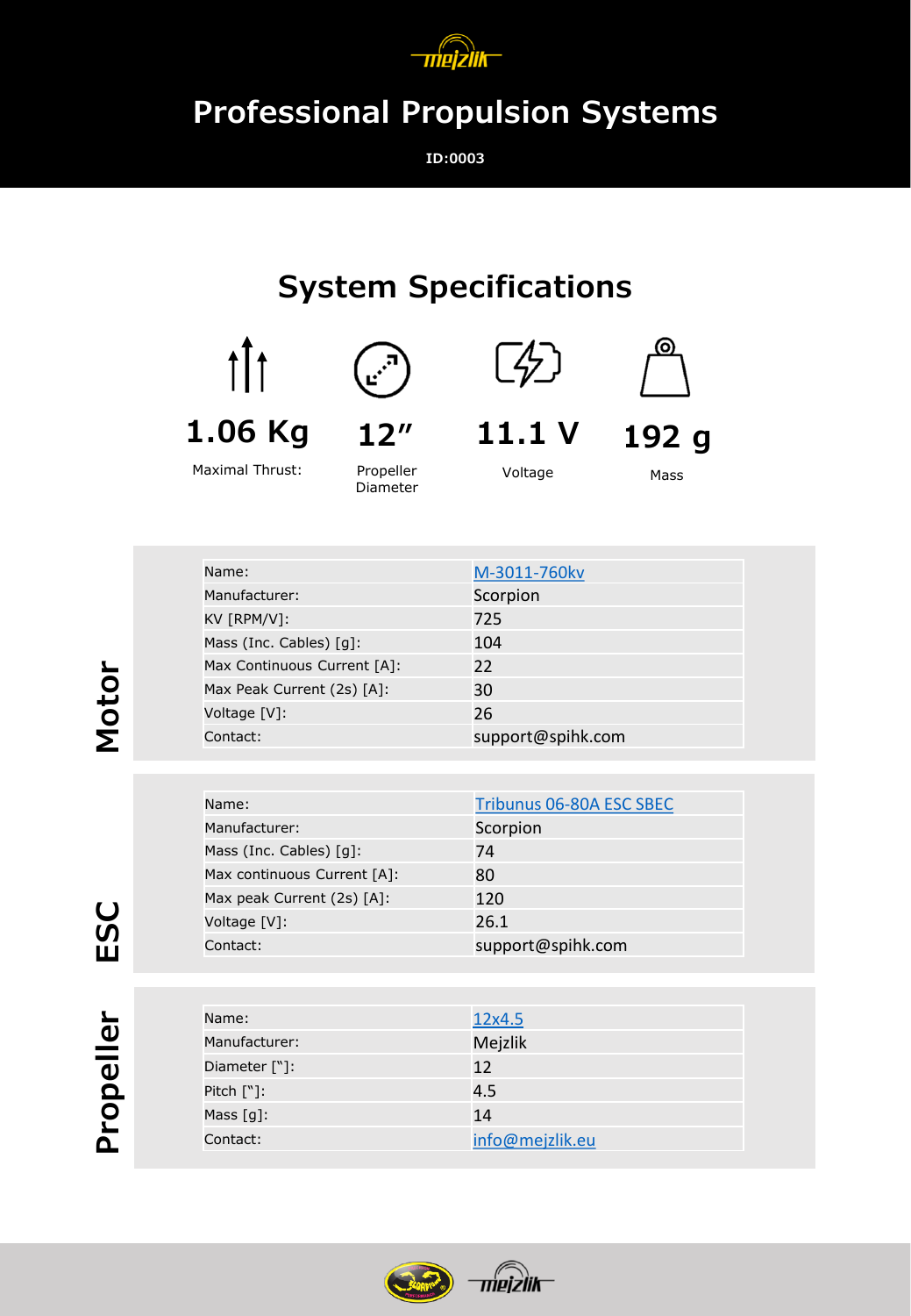# Professional Propulsion Systems

**ID:0003**

## System Specifications

| 1.06 Kg | 12″ | 11.1 V | 192 g |
|---|---|---|---|
| Maximal Thrust: | Propeller Diameter | Voltage | Mass |

### Motor

| Name: | M-3011-760kv |
|---|---|
| Manufacturer: | Scorpion |
| KV [RPM/V]: | 725 |
| Mass (Inc. Cables) [g]: | 104 |
| Max Continuous Current [A]: | 22 |
| Max Peak Current (2s) [A]: | 30 |
| Voltage [V]: | 26 |
| Contact: | support@spihk.com |

### ESC

| Name: | Tribunus 06-80A ESC SBEC |
|---|---|
| Manufacturer: | Scorpion |
| Mass (Inc. Cables) [g]: | 74 |
| Max continuous Current [A]: | 80 |
| Max peak Current (2s) [A]: | 120 |
| Voltage [V]: | 26.1 |
| Contact: | support@spihk.com |

### Propeller

| Name: | 12x4.5 |
|---|---|
| Manufacturer: | Mejzlik |
| Diameter ["]: | 12 |
| Pitch ["]: | 4.5 |
| Mass [g]: | 14 |
| Contact: | info@mejzlik.eu |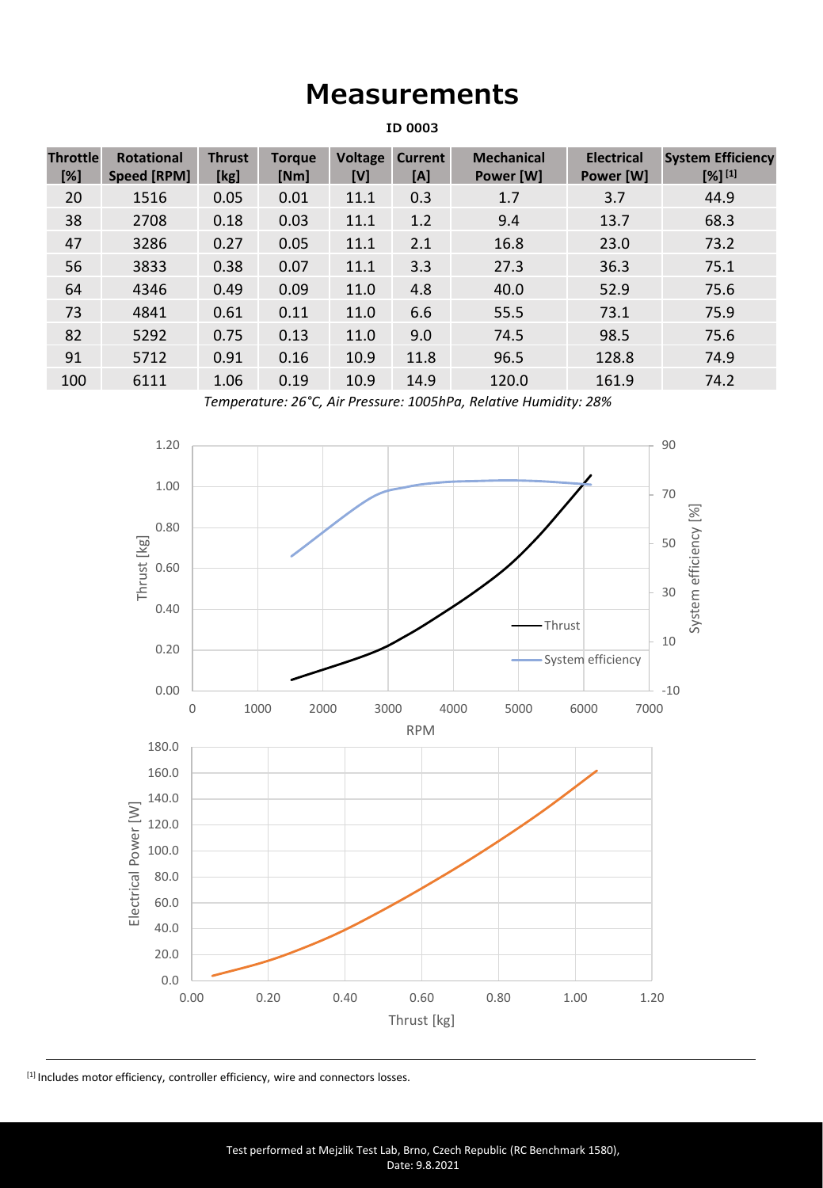# Measurements

**ID 0003**

| Throttle [%] | Rotational Speed [RPM] | Thrust [kg] | Torque [Nm] | Voltage [V] | Current [A] | Mechanical Power [W] | Electrical Power [W] | System Efficiency [%] [1] |
|---|---|---|---|---|---|---|---|---|
| 20 | 1516 | 0.05 | 0.01 | 11.1 | 0.3 | 1.7 | 3.7 | 44.9 |
| 38 | 2708 | 0.18 | 0.03 | 11.1 | 1.2 | 9.4 | 13.7 | 68.3 |
| 47 | 3286 | 0.27 | 0.05 | 11.1 | 2.1 | 16.8 | 23.0 | 73.2 |
| 56 | 3833 | 0.38 | 0.07 | 11.1 | 3.3 | 27.3 | 36.3 | 75.1 |
| 64 | 4346 | 0.49 | 0.09 | 11.0 | 4.8 | 40.0 | 52.9 | 75.6 |
| 73 | 4841 | 0.61 | 0.11 | 11.0 | 6.6 | 55.5 | 73.1 | 75.9 |
| 82 | 5292 | 0.75 | 0.13 | 11.0 | 9.0 | 74.5 | 98.5 | 75.6 |
| 91 | 5712 | 0.91 | 0.16 | 10.9 | 11.8 | 96.5 | 128.8 | 74.9 |
| 100 | 6111 | 1.06 | 0.19 | 10.9 | 14.9 | 120.0 | 161.9 | 74.2 |

*Temperature: 26°C, Air Pressure: 1005hPa, Relative Humidity: 28%*

Thrust [kg]
1.20
1.00
0.80
0.60
0.40
0.20
0.00

System efficiency [%]
90
70
50
30
10
-10

RPM
0
1000
2000
3000
4000
5000
6000
7000

Thrust
System efficiency

Electrical Power [W]
180.0
160.0
140.0
120.0
100.0
80.0
60.0
40.0
20.0
0.0

Thrust [kg]
0.00
0.20
0.40
0.60
0.80
1.00
1.20

[1] Includes motor efficiency, controller efficiency, wire and connectors losses.

Test performed at Mejzlik Test Lab, Brno, Czech Republic (RC Benchmark 1580), Date: 9.8.2021